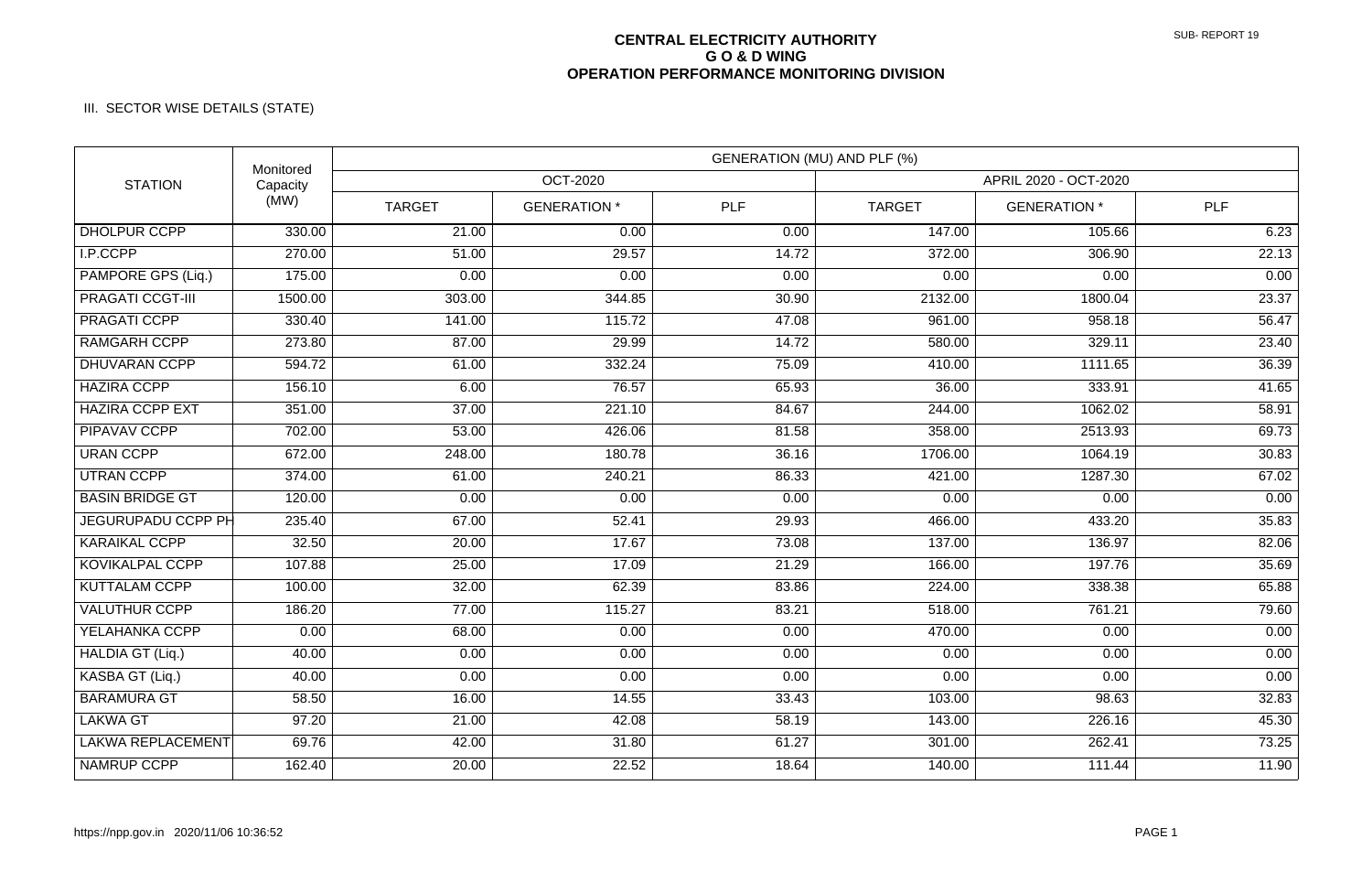**CENTRAL ELECTRICITY AUTHORITY**
**G O & D WING**
**OPERATION PERFORMANCE MONITORING DIVISION**

SUB- REPORT 19

III. SECTOR WISE DETAILS (STATE)

| STATION | Monitored Capacity (MW) | GENERATION (MU) AND PLF (%) | | | | | |
|---|---|---|---|---|---|---|---|
| | | OCT-2020 | | | APRIL 2020 - OCT-2020 | | |
| | | TARGET | GENERATION * | PLF | TARGET | GENERATION * | PLF |
| DHOLPUR CCPP | 330.00 | 21.00 | 0.00 | 0.00 | 147.00 | 105.66 | 6.23 |
| I.P.CCPP | 270.00 | 51.00 | 29.57 | 14.72 | 372.00 | 306.90 | 22.13 |
| PAMPORE GPS (Liq.) | 175.00 | 0.00 | 0.00 | 0.00 | 0.00 | 0.00 | 0.00 |
| PRAGATI CCGT-III | 1500.00 | 303.00 | 344.85 | 30.90 | 2132.00 | 1800.04 | 23.37 |
| PRAGATI CCPP | 330.40 | 141.00 | 115.72 | 47.08 | 961.00 | 958.18 | 56.47 |
| RAMGARH CCPP | 273.80 | 87.00 | 29.99 | 14.72 | 580.00 | 329.11 | 23.40 |
| DHUVARAN CCPP | 594.72 | 61.00 | 332.24 | 75.09 | 410.00 | 1111.65 | 36.39 |
| HAZIRA CCPP | 156.10 | 6.00 | 76.57 | 65.93 | 36.00 | 333.91 | 41.65 |
| HAZIRA CCPP EXT | 351.00 | 37.00 | 221.10 | 84.67 | 244.00 | 1062.02 | 58.91 |
| PIPAVAV CCPP | 702.00 | 53.00 | 426.06 | 81.58 | 358.00 | 2513.93 | 69.73 |
| URAN CCPP | 672.00 | 248.00 | 180.78 | 36.16 | 1706.00 | 1064.19 | 30.83 |
| UTRAN CCPP | 374.00 | 61.00 | 240.21 | 86.33 | 421.00 | 1287.30 | 67.02 |
| BASIN BRIDGE GT | 120.00 | 0.00 | 0.00 | 0.00 | 0.00 | 0.00 | 0.00 |
| JEGURUPADU CCPP PH | 235.40 | 67.00 | 52.41 | 29.93 | 466.00 | 433.20 | 35.83 |
| KARAIKAL CCPP | 32.50 | 20.00 | 17.67 | 73.08 | 137.00 | 136.97 | 82.06 |
| KOVIKALPAL CCPP | 107.88 | 25.00 | 17.09 | 21.29 | 166.00 | 197.76 | 35.69 |
| KUTTALAM CCPP | 100.00 | 32.00 | 62.39 | 83.86 | 224.00 | 338.38 | 65.88 |
| VALUTHUR CCPP | 186.20 | 77.00 | 115.27 | 83.21 | 518.00 | 761.21 | 79.60 |
| YELAHANKA CCPP | 0.00 | 68.00 | 0.00 | 0.00 | 470.00 | 0.00 | 0.00 |
| HALDIA GT (Liq.) | 40.00 | 0.00 | 0.00 | 0.00 | 0.00 | 0.00 | 0.00 |
| KASBA GT (Liq.) | 40.00 | 0.00 | 0.00 | 0.00 | 0.00 | 0.00 | 0.00 |
| BARAMURA GT | 58.50 | 16.00 | 14.55 | 33.43 | 103.00 | 98.63 | 32.83 |
| LAKWA GT | 97.20 | 21.00 | 42.08 | 58.19 | 143.00 | 226.16 | 45.30 |
| LAKWA REPLACEMENT | 69.76 | 42.00 | 31.80 | 61.27 | 301.00 | 262.41 | 73.25 |
| NAMRUP CCPP | 162.40 | 20.00 | 22.52 | 18.64 | 140.00 | 111.44 | 11.90 |

https://npp.gov.in 2020/11/06 10:36:52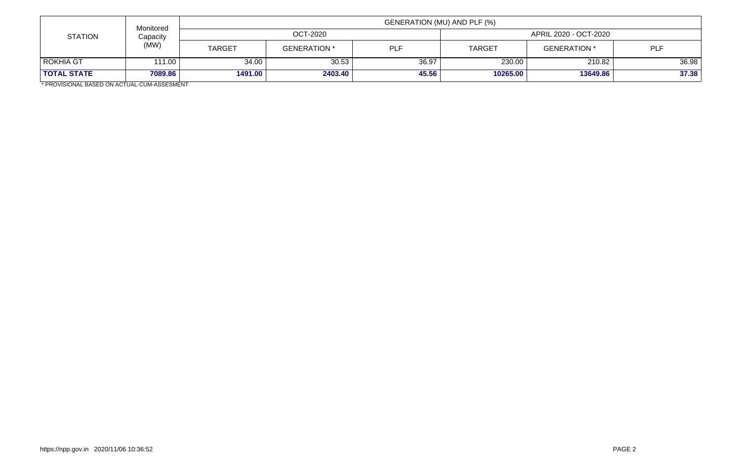| STATION | Monitored Capacity (MW) | GENERATION (MU) AND PLF (%) | | | | | |
|---|---|---|---|---|---|---|---|
| | | OCT-2020 | | | APRIL 2020 - OCT-2020 | | |
| | | TARGET | GENERATION * | PLF | TARGET | GENERATION * | PLF |
| ROKHIA GT | 111.00 | 34.00 | 30.53 | 36.97 | 230.00 | 210.82 | 36.98 |
| **TOTAL STATE** | **7089.86** | **1491.00** | **2403.40** | **45.56** | **10265.00** | **13649.86** | **37.38** |

* PROVISIONAL BASED ON ACTUAL-CUM-ASSESMENT

https://npp.gov.in 2020/11/06 10:36:52